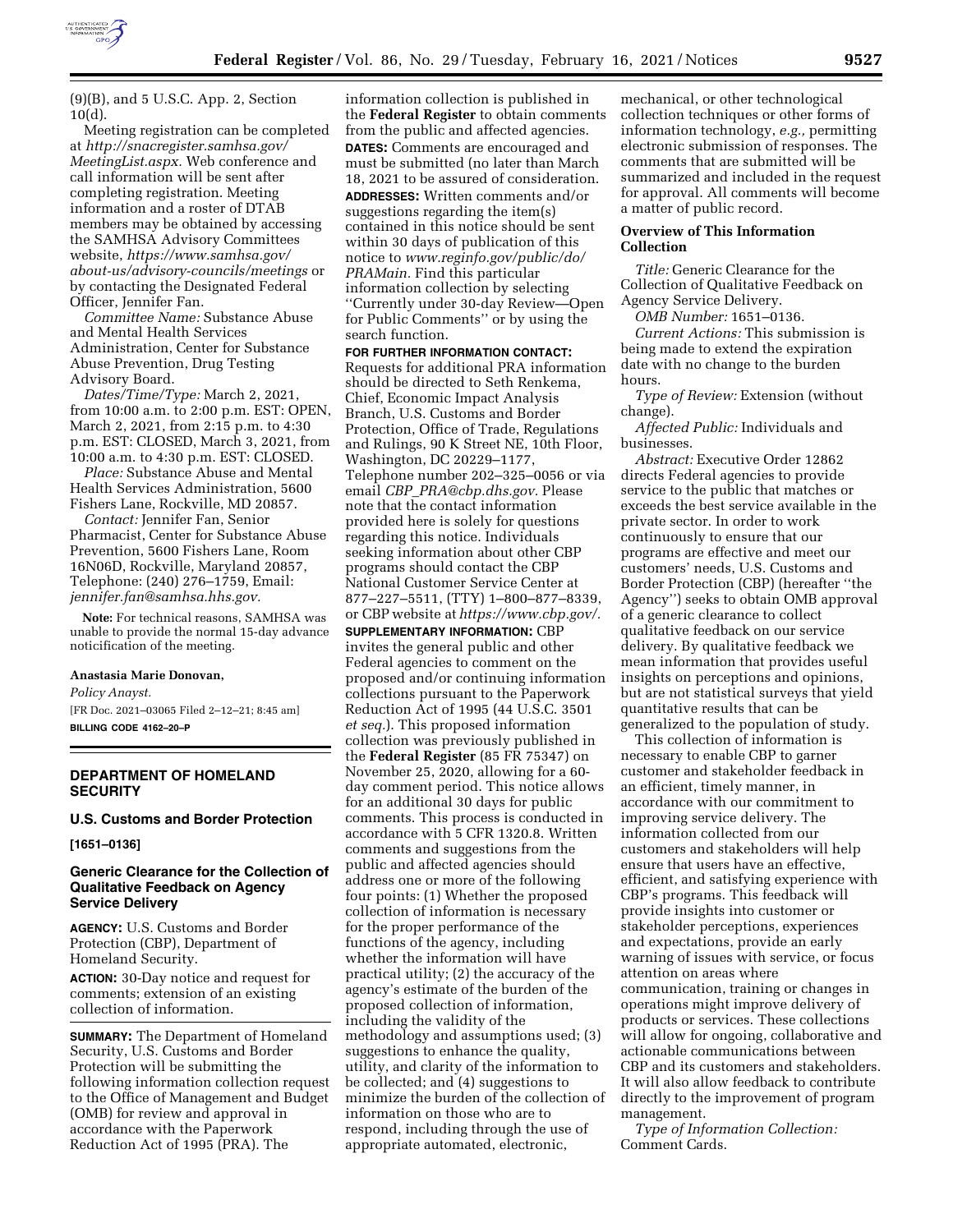(9)(B), and 5 U.S.C. App. 2, Section 10(d).

Meeting registration can be completed at *http://snacregister.samhsa.gov/MeetingList.aspx.* Web conference and call information will be sent after completing registration. Meeting information and a roster of DTAB members may be obtained by accessing the SAMHSA Advisory Committees website, *https://www.samhsa.gov/about-us/advisory-councils/meetings* or by contacting the Designated Federal Officer, Jennifer Fan.

*Committee Name:* Substance Abuse and Mental Health Services Administration, Center for Substance Abuse Prevention, Drug Testing Advisory Board.

*Dates/Time/Type:* March 2, 2021, from 10:00 a.m. to 2:00 p.m. EST: OPEN, March 2, 2021, from 2:15 p.m. to 4:30 p.m. EST: CLOSED, March 3, 2021, from 10:00 a.m. to 4:30 p.m. EST: CLOSED.

*Place:* Substance Abuse and Mental Health Services Administration, 5600 Fishers Lane, Rockville, MD 20857.

*Contact:* Jennifer Fan, Senior Pharmacist, Center for Substance Abuse Prevention, 5600 Fishers Lane, Room 16N06D, Rockville, Maryland 20857, Telephone: (240) 276–1759, Email: *jennifer.fan@samhsa.hhs.gov.*

**Note:** For technical reasons, SAMHSA was unable to provide the normal 15-day advance noticification of the meeting.

**Anastasia Marie Donovan,**

*Policy Anayst.*

[FR Doc. 2021–03065 Filed 2–12–21; 8:45 am]

**BILLING CODE 4162–20–P**

## DEPARTMENT OF HOMELAND SECURITY

### U.S. Customs and Border Protection

**[1651–0136]**

### Generic Clearance for the Collection of Qualitative Feedback on Agency Service Delivery

**AGENCY:** U.S. Customs and Border Protection (CBP), Department of Homeland Security.

**ACTION:** 30-Day notice and request for comments; extension of an existing collection of information.

**SUMMARY:** The Department of Homeland Security, U.S. Customs and Border Protection will be submitting the following information collection request to the Office of Management and Budget (OMB) for review and approval in accordance with the Paperwork Reduction Act of 1995 (PRA). The information collection is published in the **Federal Register** to obtain comments from the public and affected agencies.

**DATES:** Comments are encouraged and must be submitted (no later than March 18, 2021 to be assured of consideration.

**ADDRESSES:** Written comments and/or suggestions regarding the item(s) contained in this notice should be sent within 30 days of publication of this notice to *www.reginfo.gov/public/do/PRAMain.* Find this particular information collection by selecting ''Currently under 30-day Review—Open for Public Comments'' or by using the search function.

**FOR FURTHER INFORMATION CONTACT:** Requests for additional PRA information should be directed to Seth Renkema, Chief, Economic Impact Analysis Branch, U.S. Customs and Border Protection, Office of Trade, Regulations and Rulings, 90 K Street NE, 10th Floor, Washington, DC 20229–1177, Telephone number 202–325–0056 or via email *CBP_PRA@cbp.dhs.gov.* Please note that the contact information provided here is solely for questions regarding this notice. Individuals seeking information about other CBP programs should contact the CBP National Customer Service Center at 877–227–5511, (TTY) 1–800–877–8339, or CBP website at *https://www.cbp.gov/.*

**SUPPLEMENTARY INFORMATION:** CBP invites the general public and other Federal agencies to comment on the proposed and/or continuing information collections pursuant to the Paperwork Reduction Act of 1995 (44 U.S.C. 3501 *et seq.*). This proposed information collection was previously published in the **Federal Register** (85 FR 75347) on November 25, 2020, allowing for a 60-day comment period. This notice allows for an additional 30 days for public comments. This process is conducted in accordance with 5 CFR 1320.8. Written comments and suggestions from the public and affected agencies should address one or more of the following four points: (1) Whether the proposed collection of information is necessary for the proper performance of the functions of the agency, including whether the information will have practical utility; (2) the accuracy of the agency's estimate of the burden of the proposed collection of information, including the validity of the methodology and assumptions used; (3) suggestions to enhance the quality, utility, and clarity of the information to be collected; and (4) suggestions to minimize the burden of the collection of information on those who are to respond, including through the use of appropriate automated, electronic, mechanical, or other technological collection techniques or other forms of information technology, *e.g.,* permitting electronic submission of responses. The comments that are submitted will be summarized and included in the request for approval. All comments will become a matter of public record.

**Overview of This Information Collection**

*Title:* Generic Clearance for the Collection of Qualitative Feedback on Agency Service Delivery.

*OMB Number:* 1651–0136.

*Current Actions:* This submission is being made to extend the expiration date with no change to the burden hours.

*Type of Review:* Extension (without change).

*Affected Public:* Individuals and businesses.

*Abstract:* Executive Order 12862 directs Federal agencies to provide service to the public that matches or exceeds the best service available in the private sector. In order to work continuously to ensure that our programs are effective and meet our customers' needs, U.S. Customs and Border Protection (CBP) (hereafter ''the Agency'') seeks to obtain OMB approval of a generic clearance to collect qualitative feedback on our service delivery. By qualitative feedback we mean information that provides useful insights on perceptions and opinions, but are not statistical surveys that yield quantitative results that can be generalized to the population of study.

This collection of information is necessary to enable CBP to garner customer and stakeholder feedback in an efficient, timely manner, in accordance with our commitment to improving service delivery. The information collected from our customers and stakeholders will help ensure that users have an effective, efficient, and satisfying experience with CBP's programs. This feedback will provide insights into customer or stakeholder perceptions, experiences and expectations, provide an early warning of issues with service, or focus attention on areas where communication, training or changes in operations might improve delivery of products or services. These collections will allow for ongoing, collaborative and actionable communications between CBP and its customers and stakeholders. It will also allow feedback to contribute directly to the improvement of program management.

*Type of Information Collection:* Comment Cards.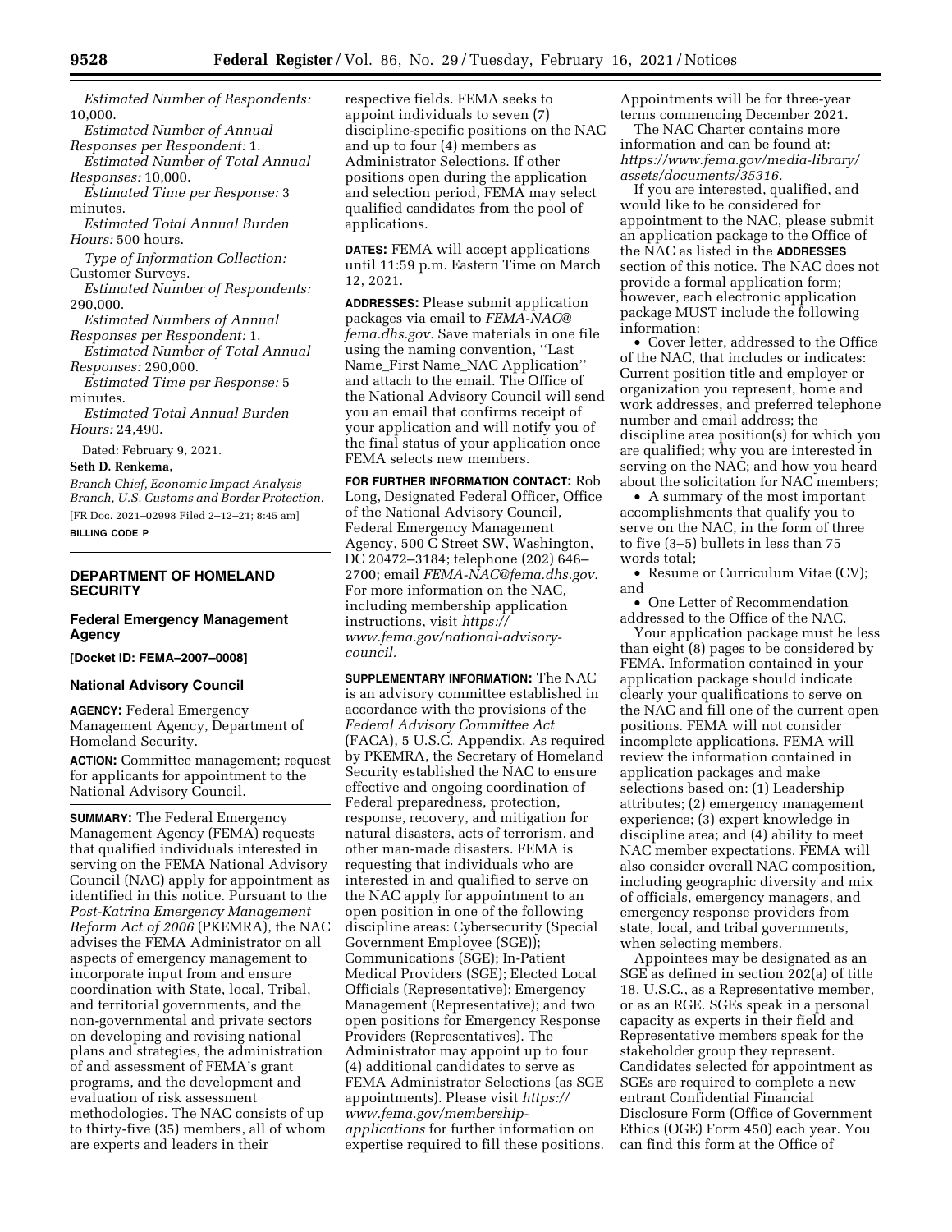*Estimated Number of Respondents:* 10,000.

*Estimated Number of Annual Responses per Respondent:* 1.

*Estimated Number of Total Annual Responses:* 10,000.

*Estimated Time per Response:* 3 minutes.

*Estimated Total Annual Burden Hours:* 500 hours.

*Type of Information Collection:* Customer Surveys.

*Estimated Number of Respondents:* 290,000.

*Estimated Numbers of Annual Responses per Respondent:* 1.

*Estimated Number of Total Annual Responses:* 290,000.

*Estimated Time per Response:* 5 minutes.

*Estimated Total Annual Burden Hours:* 24,490.

Dated: February 9, 2021.

**Seth D. Renkema,**

*Branch Chief, Economic Impact Analysis Branch, U.S. Customs and Border Protection.*

[FR Doc. 2021–02998 Filed 2–12–21; 8:45 am]

**BILLING CODE P**

## DEPARTMENT OF HOMELAND SECURITY

### Federal Emergency Management Agency

**[Docket ID: FEMA–2007–0008]**

### National Advisory Council

**AGENCY:** Federal Emergency Management Agency, Department of Homeland Security.

**ACTION:** Committee management; request for applicants for appointment to the National Advisory Council.

**SUMMARY:** The Federal Emergency Management Agency (FEMA) requests that qualified individuals interested in serving on the FEMA National Advisory Council (NAC) apply for appointment as identified in this notice. Pursuant to the *Post-Katrina Emergency Management Reform Act of 2006* (PKEMRA), the NAC advises the FEMA Administrator on all aspects of emergency management to incorporate input from and ensure coordination with State, local, Tribal, and territorial governments, and the non-governmental and private sectors on developing and revising national plans and strategies, the administration of and assessment of FEMA's grant programs, and the development and evaluation of risk assessment methodologies. The NAC consists of up to thirty-five (35) members, all of whom are experts and leaders in their respective fields. FEMA seeks to appoint individuals to seven (7) discipline-specific positions on the NAC and up to four (4) members as Administrator Selections. If other positions open during the application and selection period, FEMA may select qualified candidates from the pool of applications.

**DATES:** FEMA will accept applications until 11:59 p.m. Eastern Time on March 12, 2021.

**ADDRESSES:** Please submit application packages via email to *FEMA-NAC@fema.dhs.gov.* Save materials in one file using the naming convention, ''Last Name_First Name_NAC Application'' and attach to the email. The Office of the National Advisory Council will send you an email that confirms receipt of your application and will notify you of the final status of your application once FEMA selects new members.

**FOR FURTHER INFORMATION CONTACT:** Rob Long, Designated Federal Officer, Office of the National Advisory Council, Federal Emergency Management Agency, 500 C Street SW, Washington, DC 20472–3184; telephone (202) 646–2700; email *FEMA-NAC@fema.dhs.gov.* For more information on the NAC, including membership application instructions, visit *https://www.fema.gov/national-advisory-council.*

**SUPPLEMENTARY INFORMATION:** The NAC is an advisory committee established in accordance with the provisions of the *Federal Advisory Committee Act* (FACA), 5 U.S.C. Appendix. As required by PKEMRA, the Secretary of Homeland Security established the NAC to ensure effective and ongoing coordination of Federal preparedness, protection, response, recovery, and mitigation for natural disasters, acts of terrorism, and other man-made disasters. FEMA is requesting that individuals who are interested in and qualified to serve on the NAC apply for appointment to an open position in one of the following discipline areas: Cybersecurity (Special Government Employee (SGE)); Communications (SGE); In-Patient Medical Providers (SGE); Elected Local Officials (Representative); Emergency Management (Representative); and two open positions for Emergency Response Providers (Representatives). The Administrator may appoint up to four (4) additional candidates to serve as FEMA Administrator Selections (as SGE appointments). Please visit *https://www.fema.gov/membership-applications* for further information on expertise required to fill these positions. Appointments will be for three-year terms commencing December 2021.

The NAC Charter contains more information and can be found at: *https://www.fema.gov/media-library/assets/documents/35316.*

If you are interested, qualified, and would like to be considered for appointment to the NAC, please submit an application package to the Office of the NAC as listed in the **ADDRESSES** section of this notice. The NAC does not provide a formal application form; however, each electronic application package MUST include the following information:

- Cover letter, addressed to the Office of the NAC, that includes or indicates: Current position title and employer or organization you represent, home and work addresses, and preferred telephone number and email address; the discipline area position(s) for which you are qualified; why you are interested in serving on the NAC; and how you heard about the solicitation for NAC members;
- A summary of the most important accomplishments that qualify you to serve on the NAC, in the form of three to five (3–5) bullets in less than 75 words total;
- Resume or Curriculum Vitae (CV); and
- One Letter of Recommendation addressed to the Office of the NAC.

Your application package must be less than eight (8) pages to be considered by FEMA. Information contained in your application package should indicate clearly your qualifications to serve on the NAC and fill one of the current open positions. FEMA will not consider incomplete applications. FEMA will review the information contained in application packages and make selections based on: (1) Leadership attributes; (2) emergency management experience; (3) expert knowledge in discipline area; and (4) ability to meet NAC member expectations. FEMA will also consider overall NAC composition, including geographic diversity and mix of officials, emergency managers, and emergency response providers from state, local, and tribal governments, when selecting members.

Appointees may be designated as an SGE as defined in section 202(a) of title 18, U.S.C., as a Representative member, or as an RGE. SGEs speak in a personal capacity as experts in their field and Representative members speak for the stakeholder group they represent. Candidates selected for appointment as SGEs are required to complete a new entrant Confidential Financial Disclosure Form (Office of Government Ethics (OGE) Form 450) each year. You can find this form at the Office of